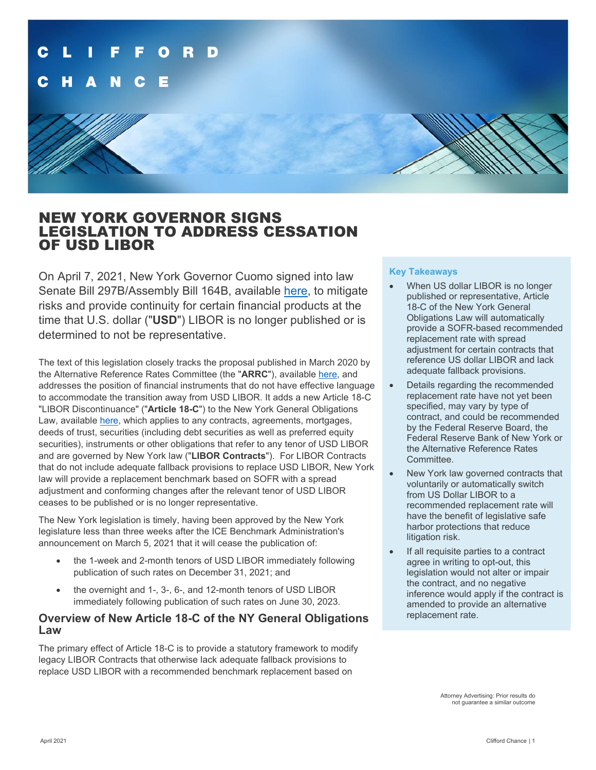# NEW YORK GOVERNOR SIGNS LEGISLATION TO ADDRESS CESSATION OF USD LIBOR

On April 7, 2021, New York Governor Cuomo signed into law Senate Bill 297B/Assembly Bill 164B, available here, to mitigate risks and provide continuity for certain financial products at the time that U.S. dollar ("**USD**") LIBOR is no longer published or is determined to not be representative.

The text of this legislation closely tracks the proposal published in March 2020 by the Alternative Reference Rates Committee (the "**ARRC**"), available here, and addresses the position of financial instruments that do not have effective language to accommodate the transition away from USD LIBOR. It adds a new Article 18-C "LIBOR Discontinuance" ("**Article 18-C**") to the New York General Obligations Law, available here, which applies to any contracts, agreements, mortgages, deeds of trust, securities (including debt securities as well as preferred equity securities), instruments or other obligations that refer to any tenor of USD LIBOR and are governed by New York law ("**LIBOR Contracts**"). For LIBOR Contracts that do not include adequate fallback provisions to replace USD LIBOR, New York law will provide a replacement benchmark based on SOFR with a spread adjustment and conforming changes after the relevant tenor of USD LIBOR ceases to be published or is no longer representative.

The New York legislation is timely, having been approved by the New York legislature less than three weeks after the ICE Benchmark Administration's announcement on March 5, 2021 that it will cease the publication of:

- the 1-week and 2-month tenors of USD LIBOR immediately following publication of such rates on December 31, 2021; and
- the overnight and 1-, 3-, 6-, and 12-month tenors of USD LIBOR immediately following publication of such rates on June 30, 2023.

## Overview of New Article 18-C of the NY General Obligations Law

The primary effect of Article 18-C is to provide a statutory framework to modify legacy LIBOR Contracts that otherwise lack adequate fallback provisions to replace USD LIBOR with a recommended benchmark replacement based on

### Key Takeaways

- When US dollar LIBOR is no longer published or representative, Article 18-C of the New York General Obligations Law will automatically provide a SOFR-based recommended replacement rate with spread adjustment for certain contracts that reference US dollar LIBOR and lack adequate fallback provisions.
- Details regarding the recommended replacement rate have not yet been specified, may vary by type of contract, and could be recommended by the Federal Reserve Board, the Federal Reserve Bank of New York or the Alternative Reference Rates Committee.
- New York law governed contracts that voluntarily or automatically switch from US Dollar LIBOR to a recommended replacement rate will have the benefit of legislative safe harbor protections that reduce litigation risk.
- If all requisite parties to a contract agree in writing to opt-out, this legislation would not alter or impair the contract, and no negative inference would apply if the contract is amended to provide an alternative replacement rate.

Attorney Advertising: Prior results do not guarantee a similar outcome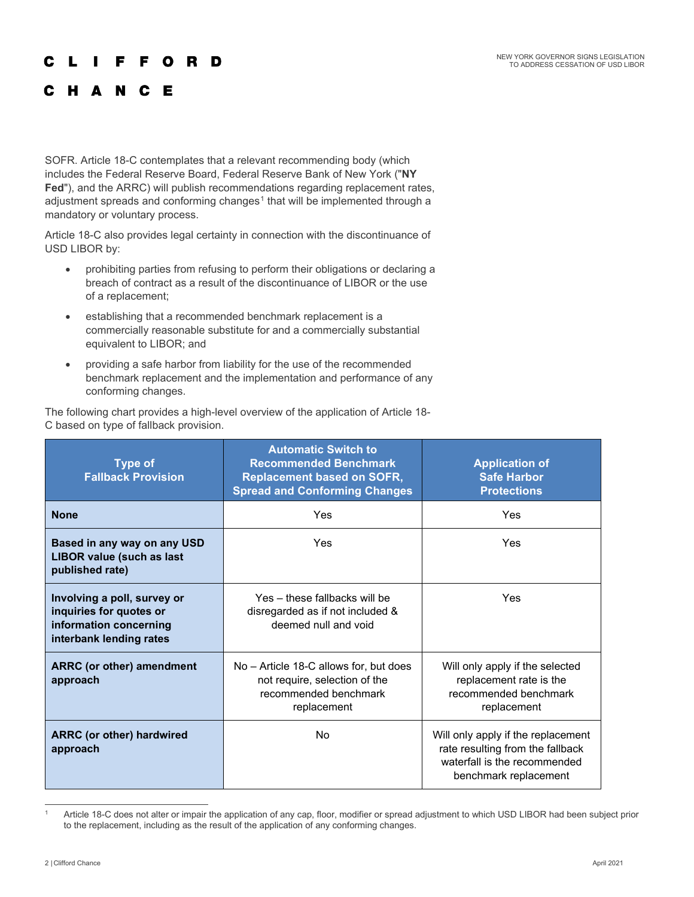SOFR. Article 18-C contemplates that a relevant recommending body (which includes the Federal Reserve Board, Federal Reserve Bank of New York ("**NY Fed**"), and the ARRC) will publish recommendations regarding replacement rates, adjustment spreads and conforming changes[1] that will be implemented through a mandatory or voluntary process.

Article 18-C also provides legal certainty in connection with the discontinuance of USD LIBOR by:

- prohibiting parties from refusing to perform their obligations or declaring a breach of contract as a result of the discontinuance of LIBOR or the use of a replacement;
- establishing that a recommended benchmark replacement is a commercially reasonable substitute for and a commercially substantial equivalent to LIBOR; and
- providing a safe harbor from liability for the use of the recommended benchmark replacement and the implementation and performance of any conforming changes.

The following chart provides a high-level overview of the application of Article 18-C based on type of fallback provision.

| Type of Fallback Provision | Automatic Switch to Recommended Benchmark Replacement based on SOFR, Spread and Conforming Changes | Application of Safe Harbor Protections |
|---|---|---|
| **None** | Yes | Yes |
| **Based in any way on any USD LIBOR value (such as last published rate)** | Yes | Yes |
| **Involving a poll, survey or inquiries for quotes or information concerning interbank lending rates** | Yes – these fallbacks will be disregarded as if not included & deemed null and void | Yes |
| **ARRC (or other) amendment approach** | No – Article 18-C allows for, but does not require, selection of the recommended benchmark replacement | Will only apply if the selected replacement rate is the recommended benchmark replacement |
| **ARRC (or other) hardwired approach** | No | Will only apply if the replacement rate resulting from the fallback waterfall is the recommended benchmark replacement |

[1] Article 18-C does not alter or impair the application of any cap, floor, modifier or spread adjustment to which USD LIBOR had been subject prior to the replacement, including as the result of the application of any conforming changes.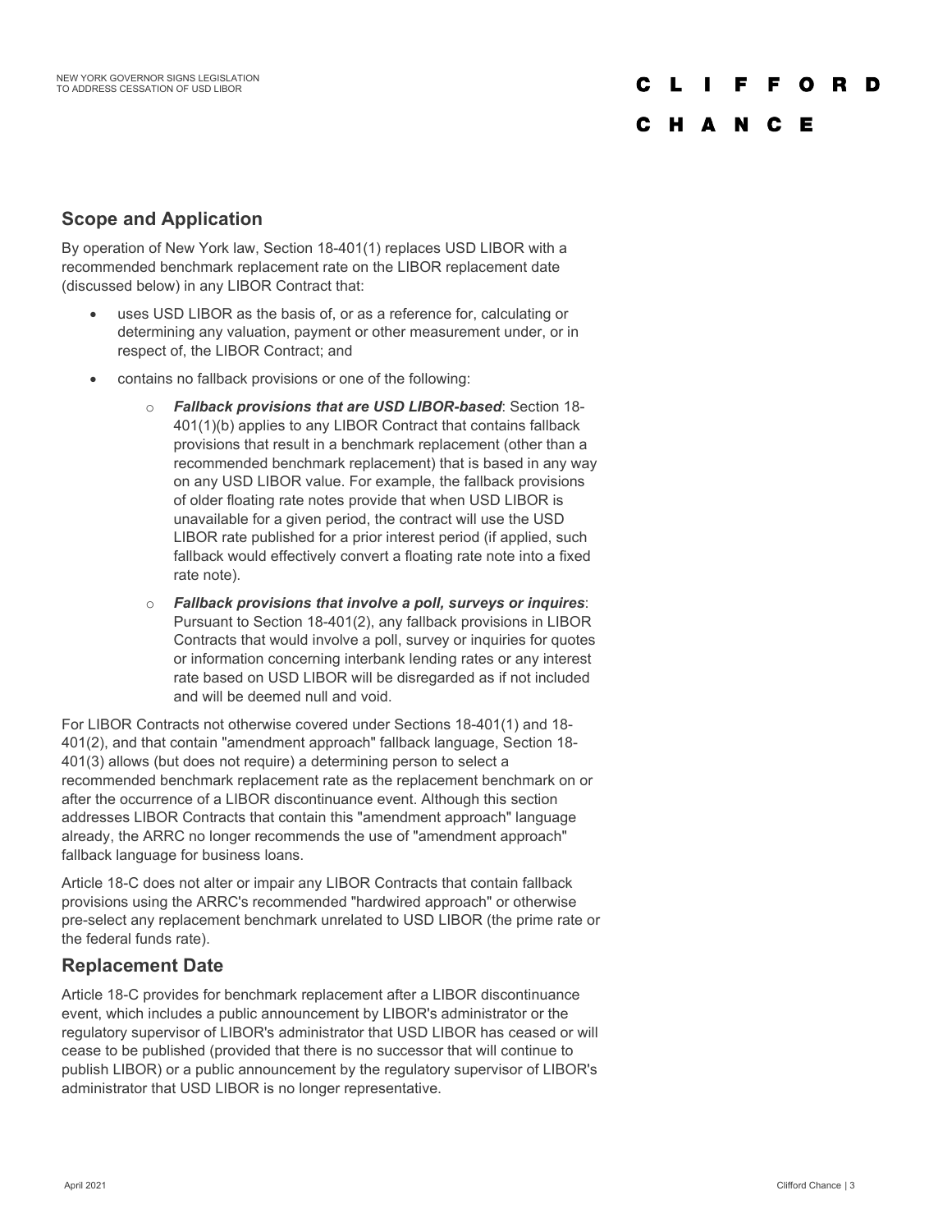## Scope and Application

By operation of New York law, Section 18-401(1) replaces USD LIBOR with a recommended benchmark replacement rate on the LIBOR replacement date (discussed below) in any LIBOR Contract that:

- uses USD LIBOR as the basis of, or as a reference for, calculating or determining any valuation, payment or other measurement under, or in respect of, the LIBOR Contract; and
- contains no fallback provisions or one of the following:
  - ***Fallback provisions that are USD LIBOR-based***: Section 18-401(1)(b) applies to any LIBOR Contract that contains fallback provisions that result in a benchmark replacement (other than a recommended benchmark replacement) that is based in any way on any USD LIBOR value. For example, the fallback provisions of older floating rate notes provide that when USD LIBOR is unavailable for a given period, the contract will use the USD LIBOR rate published for a prior interest period (if applied, such fallback would effectively convert a floating rate note into a fixed rate note).
  - ***Fallback provisions that involve a poll, surveys or inquires***: Pursuant to Section 18-401(2), any fallback provisions in LIBOR Contracts that would involve a poll, survey or inquiries for quotes or information concerning interbank lending rates or any interest rate based on USD LIBOR will be disregarded as if not included and will be deemed null and void.

For LIBOR Contracts not otherwise covered under Sections 18-401(1) and 18-401(2), and that contain "amendment approach" fallback language, Section 18-401(3) allows (but does not require) a determining person to select a recommended benchmark replacement rate as the replacement benchmark on or after the occurrence of a LIBOR discontinuance event. Although this section addresses LIBOR Contracts that contain this "amendment approach" language already, the ARRC no longer recommends the use of "amendment approach" fallback language for business loans.

Article 18-C does not alter or impair any LIBOR Contracts that contain fallback provisions using the ARRC's recommended "hardwired approach" or otherwise pre-select any replacement benchmark unrelated to USD LIBOR (the prime rate or the federal funds rate).

## Replacement Date

Article 18-C provides for benchmark replacement after a LIBOR discontinuance event, which includes a public announcement by LIBOR's administrator or the regulatory supervisor of LIBOR's administrator that USD LIBOR has ceased or will cease to be published (provided that there is no successor that will continue to publish LIBOR) or a public announcement by the regulatory supervisor of LIBOR's administrator that USD LIBOR is no longer representative.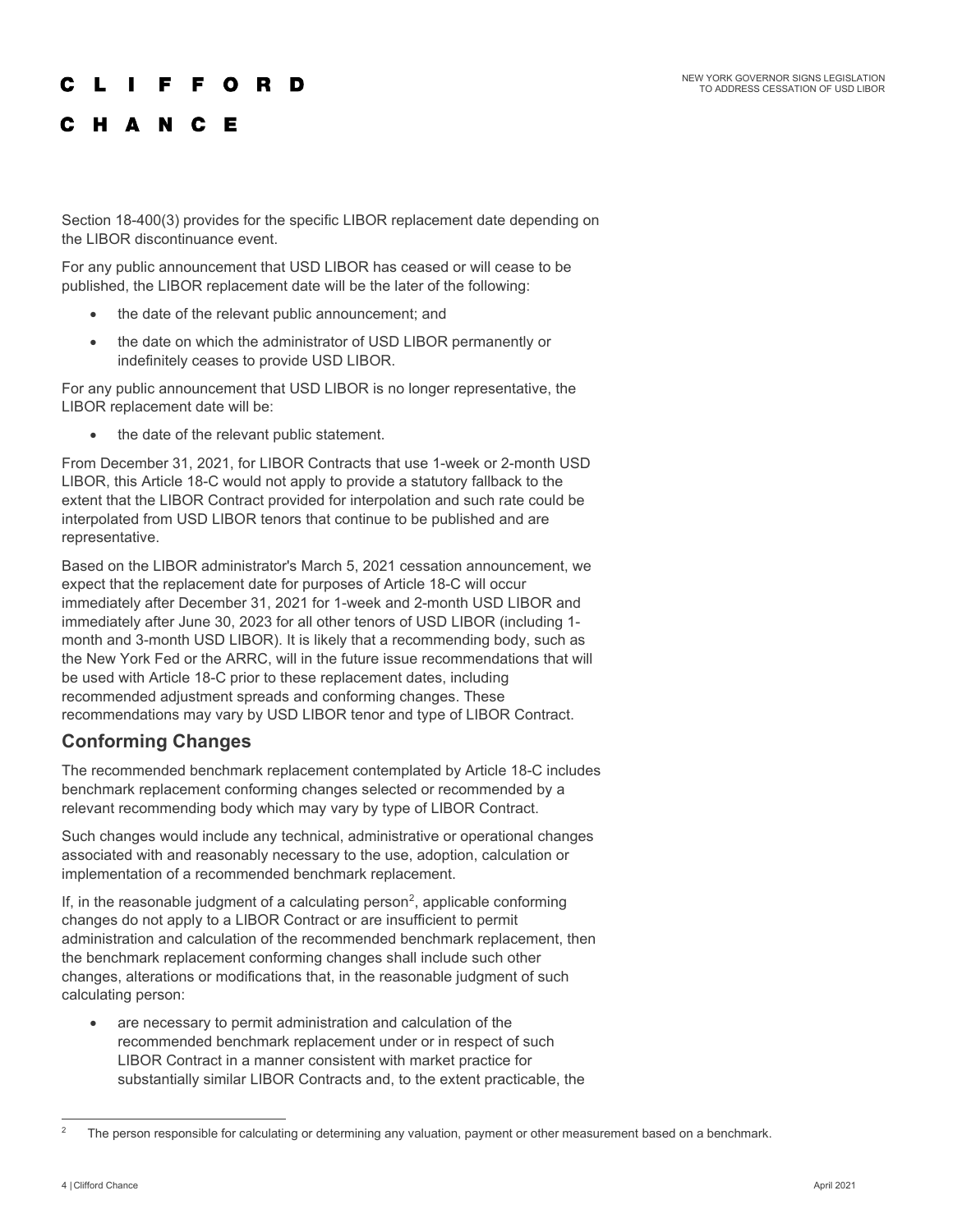Section 18-400(3) provides for the specific LIBOR replacement date depending on the LIBOR discontinuance event.

For any public announcement that USD LIBOR has ceased or will cease to be published, the LIBOR replacement date will be the later of the following:

- the date of the relevant public announcement; and
- the date on which the administrator of USD LIBOR permanently or indefinitely ceases to provide USD LIBOR.

For any public announcement that USD LIBOR is no longer representative, the LIBOR replacement date will be:

- the date of the relevant public statement.

From December 31, 2021, for LIBOR Contracts that use 1-week or 2-month USD LIBOR, this Article 18-C would not apply to provide a statutory fallback to the extent that the LIBOR Contract provided for interpolation and such rate could be interpolated from USD LIBOR tenors that continue to be published and are representative.

Based on the LIBOR administrator's March 5, 2021 cessation announcement, we expect that the replacement date for purposes of Article 18-C will occur immediately after December 31, 2021 for 1-week and 2-month USD LIBOR and immediately after June 30, 2023 for all other tenors of USD LIBOR (including 1-month and 3-month USD LIBOR). It is likely that a recommending body, such as the New York Fed or the ARRC, will in the future issue recommendations that will be used with Article 18-C prior to these replacement dates, including recommended adjustment spreads and conforming changes. These recommendations may vary by USD LIBOR tenor and type of LIBOR Contract.

## Conforming Changes

The recommended benchmark replacement contemplated by Article 18-C includes benchmark replacement conforming changes selected or recommended by a relevant recommending body which may vary by type of LIBOR Contract.

Such changes would include any technical, administrative or operational changes associated with and reasonably necessary to the use, adoption, calculation or implementation of a recommended benchmark replacement.

If, in the reasonable judgment of a calculating person[2], applicable conforming changes do not apply to a LIBOR Contract or are insufficient to permit administration and calculation of the recommended benchmark replacement, then the benchmark replacement conforming changes shall include such other changes, alterations or modifications that, in the reasonable judgment of such calculating person:

- are necessary to permit administration and calculation of the recommended benchmark replacement under or in respect of such LIBOR Contract in a manner consistent with market practice for substantially similar LIBOR Contracts and, to the extent practicable, the

[2] The person responsible for calculating or determining any valuation, payment or other measurement based on a benchmark.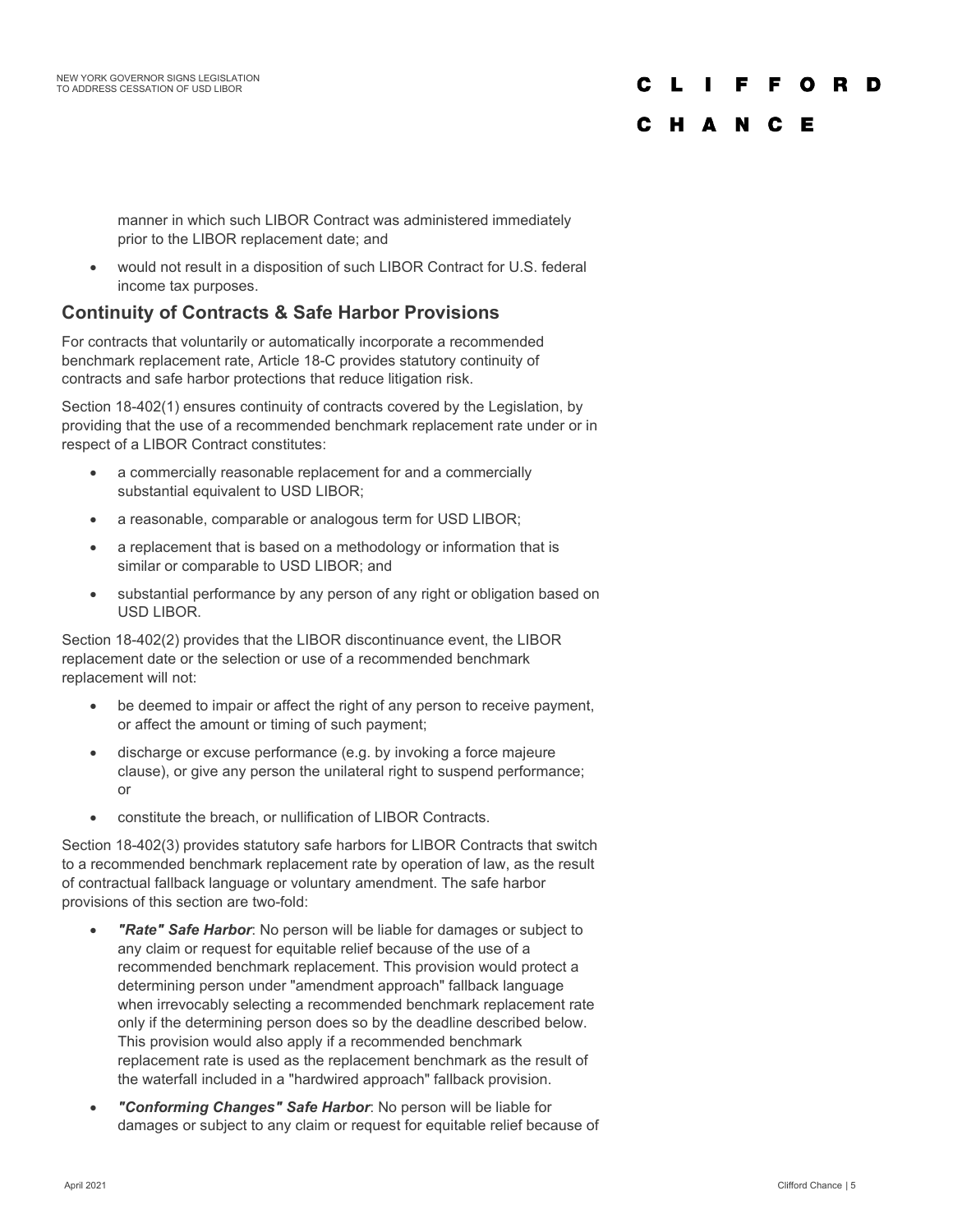manner in which such LIBOR Contract was administered immediately prior to the LIBOR replacement date; and

- would not result in a disposition of such LIBOR Contract for U.S. federal income tax purposes.

## Continuity of Contracts & Safe Harbor Provisions

For contracts that voluntarily or automatically incorporate a recommended benchmark replacement rate, Article 18-C provides statutory continuity of contracts and safe harbor protections that reduce litigation risk.

Section 18-402(1) ensures continuity of contracts covered by the Legislation, by providing that the use of a recommended benchmark replacement rate under or in respect of a LIBOR Contract constitutes:

- a commercially reasonable replacement for and a commercially substantial equivalent to USD LIBOR;
- a reasonable, comparable or analogous term for USD LIBOR;
- a replacement that is based on a methodology or information that is similar or comparable to USD LIBOR; and
- substantial performance by any person of any right or obligation based on USD LIBOR.

Section 18-402(2) provides that the LIBOR discontinuance event, the LIBOR replacement date or the selection or use of a recommended benchmark replacement will not:

- be deemed to impair or affect the right of any person to receive payment, or affect the amount or timing of such payment;
- discharge or excuse performance (e.g. by invoking a force majeure clause), or give any person the unilateral right to suspend performance; or
- constitute the breach, or nullification of LIBOR Contracts.

Section 18-402(3) provides statutory safe harbors for LIBOR Contracts that switch to a recommended benchmark replacement rate by operation of law, as the result of contractual fallback language or voluntary amendment. The safe harbor provisions of this section are two-fold:

- ***"Rate" Safe Harbor***: No person will be liable for damages or subject to any claim or request for equitable relief because of the use of a recommended benchmark replacement. This provision would protect a determining person under "amendment approach" fallback language when irrevocably selecting a recommended benchmark replacement rate only if the determining person does so by the deadline described below. This provision would also apply if a recommended benchmark replacement rate is used as the replacement benchmark as the result of the waterfall included in a "hardwired approach" fallback provision.
- ***"Conforming Changes" Safe Harbor***: No person will be liable for damages or subject to any claim or request for equitable relief because of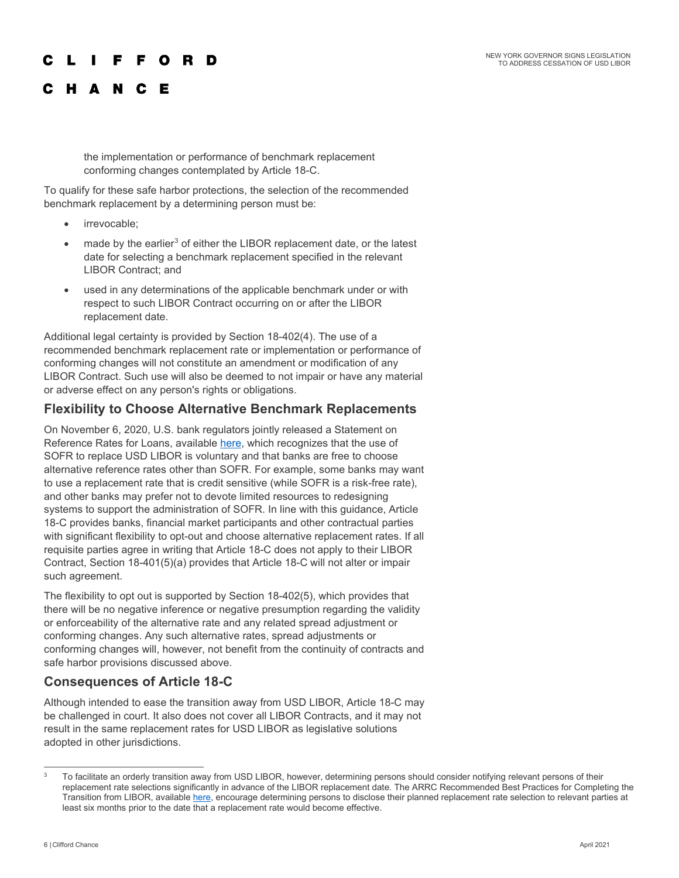the implementation or performance of benchmark replacement conforming changes contemplated by Article 18-C.

To qualify for these safe harbor protections, the selection of the recommended benchmark replacement by a determining person must be:

- irrevocable;
- made by the earlier[3] of either the LIBOR replacement date, or the latest date for selecting a benchmark replacement specified in the relevant LIBOR Contract; and
- used in any determinations of the applicable benchmark under or with respect to such LIBOR Contract occurring on or after the LIBOR replacement date.

Additional legal certainty is provided by Section 18-402(4). The use of a recommended benchmark replacement rate or implementation or performance of conforming changes will not constitute an amendment or modification of any LIBOR Contract. Such use will also be deemed to not impair or have any material or adverse effect on any person's rights or obligations.

## Flexibility to Choose Alternative Benchmark Replacements

On November 6, 2020, U.S. bank regulators jointly released a Statement on Reference Rates for Loans, available here, which recognizes that the use of SOFR to replace USD LIBOR is voluntary and that banks are free to choose alternative reference rates other than SOFR. For example, some banks may want to use a replacement rate that is credit sensitive (while SOFR is a risk-free rate), and other banks may prefer not to devote limited resources to redesigning systems to support the administration of SOFR. In line with this guidance, Article 18-C provides banks, financial market participants and other contractual parties with significant flexibility to opt-out and choose alternative replacement rates. If all requisite parties agree in writing that Article 18-C does not apply to their LIBOR Contract, Section 18-401(5)(a) provides that Article 18-C will not alter or impair such agreement.

The flexibility to opt out is supported by Section 18-402(5), which provides that there will be no negative inference or negative presumption regarding the validity or enforceability of the alternative rate and any related spread adjustment or conforming changes. Any such alternative rates, spread adjustments or conforming changes will, however, not benefit from the continuity of contracts and safe harbor provisions discussed above.

## Consequences of Article 18-C

Although intended to ease the transition away from USD LIBOR, Article 18-C may be challenged in court. It also does not cover all LIBOR Contracts, and it may not result in the same replacement rates for USD LIBOR as legislative solutions adopted in other jurisdictions.

---

[3] To facilitate an orderly transition away from USD LIBOR, however, determining persons should consider notifying relevant persons of their replacement rate selections significantly in advance of the LIBOR replacement date. The ARRC Recommended Best Practices for Completing the Transition from LIBOR, available here, encourage determining persons to disclose their planned replacement rate selection to relevant parties at least six months prior to the date that a replacement rate would become effective.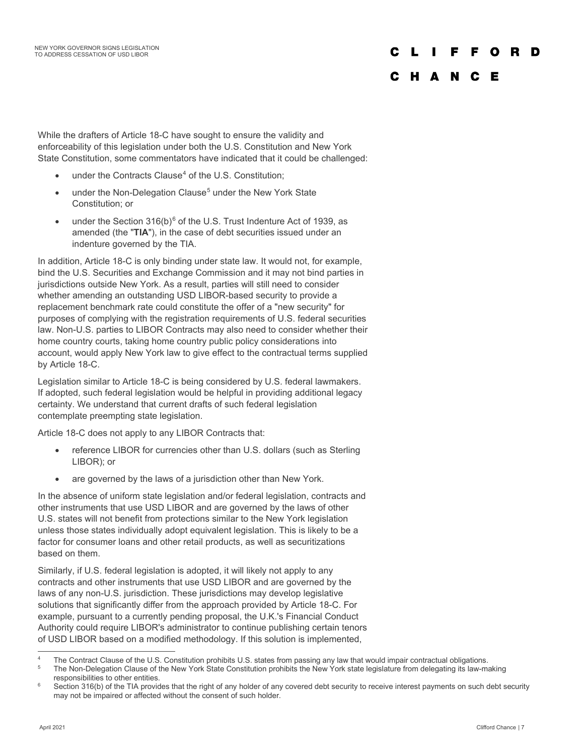While the drafters of Article 18-C have sought to ensure the validity and enforceability of this legislation under both the U.S. Constitution and New York State Constitution, some commentators have indicated that it could be challenged:

- under the Contracts Clause[4] of the U.S. Constitution;
- under the Non-Delegation Clause[5] under the New York State Constitution; or
- under the Section 316(b)[6] of the U.S. Trust Indenture Act of 1939, as amended (the "**TIA**"), in the case of debt securities issued under an indenture governed by the TIA.

In addition, Article 18-C is only binding under state law. It would not, for example, bind the U.S. Securities and Exchange Commission and it may not bind parties in jurisdictions outside New York. As a result, parties will still need to consider whether amending an outstanding USD LIBOR-based security to provide a replacement benchmark rate could constitute the offer of a "new security" for purposes of complying with the registration requirements of U.S. federal securities law. Non-U.S. parties to LIBOR Contracts may also need to consider whether their home country courts, taking home country public policy considerations into account, would apply New York law to give effect to the contractual terms supplied by Article 18-C.

Legislation similar to Article 18-C is being considered by U.S. federal lawmakers. If adopted, such federal legislation would be helpful in providing additional legacy certainty. We understand that current drafts of such federal legislation contemplate preempting state legislation.

Article 18-C does not apply to any LIBOR Contracts that:

- reference LIBOR for currencies other than U.S. dollars (such as Sterling LIBOR); or
- are governed by the laws of a jurisdiction other than New York.

In the absence of uniform state legislation and/or federal legislation, contracts and other instruments that use USD LIBOR and are governed by the laws of other U.S. states will not benefit from protections similar to the New York legislation unless those states individually adopt equivalent legislation. This is likely to be a factor for consumer loans and other retail products, as well as securitizations based on them.

Similarly, if U.S. federal legislation is adopted, it will likely not apply to any contracts and other instruments that use USD LIBOR and are governed by the laws of any non-U.S. jurisdiction. These jurisdictions may develop legislative solutions that significantly differ from the approach provided by Article 18-C. For example, pursuant to a currently pending proposal, the U.K.'s Financial Conduct Authority could require LIBOR's administrator to continue publishing certain tenors of USD LIBOR based on a modified methodology. If this solution is implemented,

---

[4] The Contract Clause of the U.S. Constitution prohibits U.S. states from passing any law that would impair contractual obligations.

[5] The Non-Delegation Clause of the New York State Constitution prohibits the New York state legislature from delegating its law-making responsibilities to other entities.

[6] Section 316(b) of the TIA provides that the right of any holder of any covered debt security to receive interest payments on such debt security may not be impaired or affected without the consent of such holder.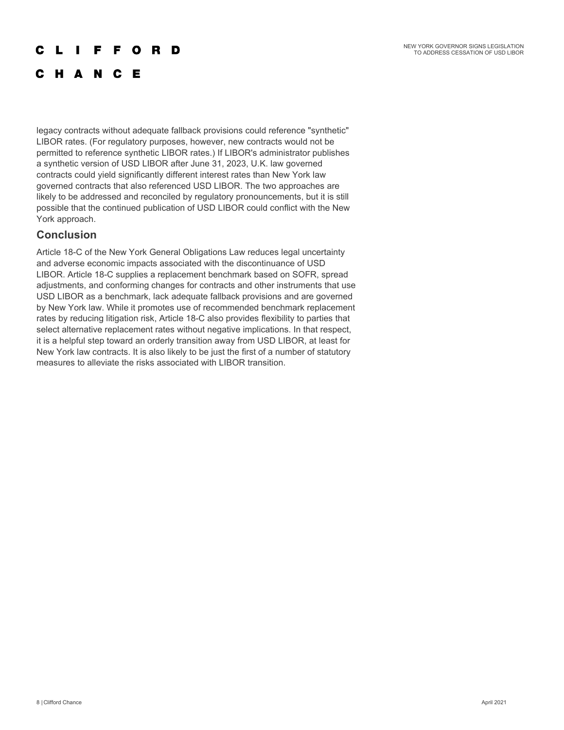legacy contracts without adequate fallback provisions could reference "synthetic" LIBOR rates. (For regulatory purposes, however, new contracts would not be permitted to reference synthetic LIBOR rates.) If LIBOR's administrator publishes a synthetic version of USD LIBOR after June 31, 2023, U.K. law governed contracts could yield significantly different interest rates than New York law governed contracts that also referenced USD LIBOR. The two approaches are likely to be addressed and reconciled by regulatory pronouncements, but it is still possible that the continued publication of USD LIBOR could conflict with the New York approach.

## Conclusion

Article 18-C of the New York General Obligations Law reduces legal uncertainty and adverse economic impacts associated with the discontinuance of USD LIBOR. Article 18-C supplies a replacement benchmark based on SOFR, spread adjustments, and conforming changes for contracts and other instruments that use USD LIBOR as a benchmark, lack adequate fallback provisions and are governed by New York law. While it promotes use of recommended benchmark replacement rates by reducing litigation risk, Article 18-C also provides flexibility to parties that select alternative replacement rates without negative implications. In that respect, it is a helpful step toward an orderly transition away from USD LIBOR, at least for New York law contracts. It is also likely to be just the first of a number of statutory measures to alleviate the risks associated with LIBOR transition.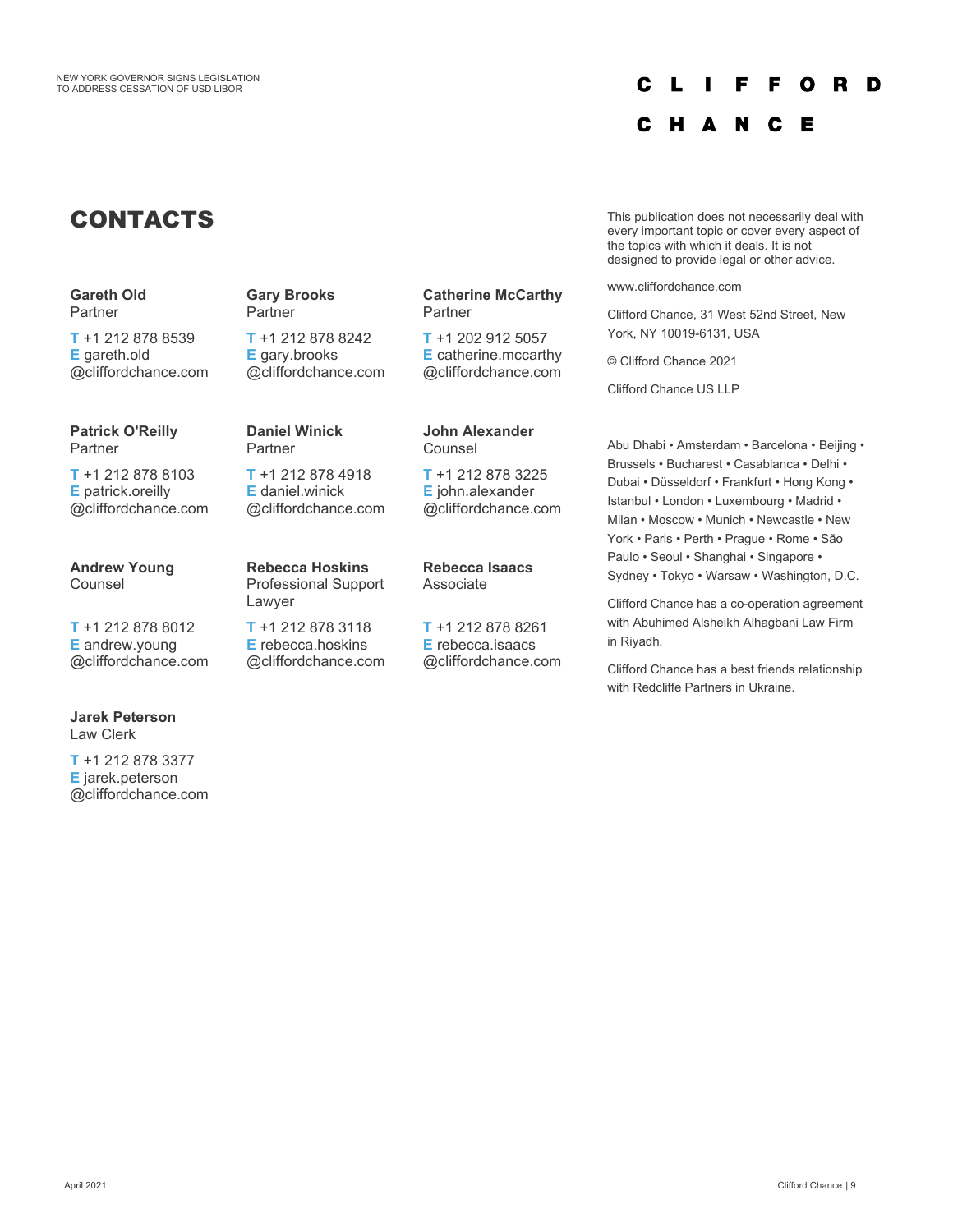## CONTACTS

**Gareth Old**
Partner

T +1 212 878 8539
E gareth.old@cliffordchance.com

**Gary Brooks**
Partner

T +1 212 878 8242
E gary.brooks@cliffordchance.com

**Catherine McCarthy**
Partner

T +1 202 912 5057
E catherine.mccarthy@cliffordchance.com

**Patrick O'Reilly**
Partner

T +1 212 878 8103
E patrick.oreilly@cliffordchance.com

**Daniel Winick**
Partner

T +1 212 878 4918
E daniel.winick@cliffordchance.com

**John Alexander**
Counsel

T +1 212 878 3225
E john.alexander@cliffordchance.com

**Andrew Young**
Counsel

T +1 212 878 8012
E andrew.young@cliffordchance.com

**Rebecca Hoskins**
Professional Support Lawyer

T +1 212 878 3118
E rebecca.hoskins@cliffordchance.com

**Rebecca Isaacs**
Associate

T +1 212 878 8261
E rebecca.isaacs@cliffordchance.com

**Jarek Peterson**
Law Clerk

T +1 212 878 3377
E jarek.peterson@cliffordchance.com

This publication does not necessarily deal with every important topic or cover every aspect of the topics with which it deals. It is not designed to provide legal or other advice.

www.cliffordchance.com

Clifford Chance, 31 West 52nd Street, New York, NY 10019-6131, USA

© Clifford Chance 2021

Clifford Chance US LLP

Abu Dhabi • Amsterdam • Barcelona • Beijing • Brussels • Bucharest • Casablanca • Delhi • Dubai • Düsseldorf • Frankfurt • Hong Kong • Istanbul • London • Luxembourg • Madrid • Milan • Moscow • Munich • Newcastle • New York • Paris • Perth • Prague • Rome • São Paulo • Seoul • Shanghai • Singapore • Sydney • Tokyo • Warsaw • Washington, D.C.

Clifford Chance has a co-operation agreement with Abuhimed Alsheikh Alhagbani Law Firm in Riyadh.

Clifford Chance has a best friends relationship with Redcliffe Partners in Ukraine.